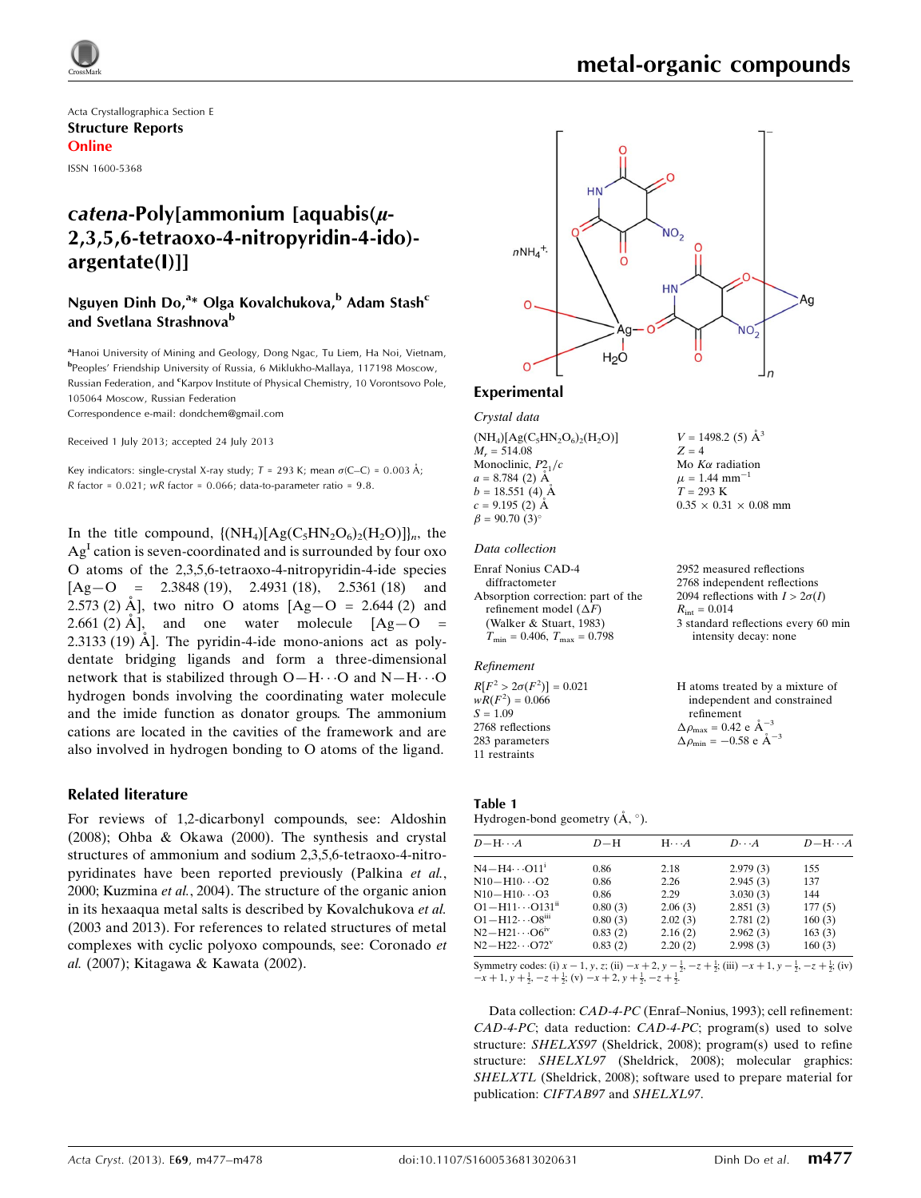# metal-organic compounds

Acta Crystallographica Section E
**Structure Reports Online**

ISSN 1600-5368

# *catena*-Poly[ammonium [aquabis(μ-2,3,5,6-tetraoxo-4-nitropyridin-4-ido)-argentate(I)]]

**Nguyen Dinh Do,[a]* Olga Kovalchukova,[b] Adam Stash[c] and Svetlana Strashnova[b]**

[a]Hanoi University of Mining and Geology, Dong Ngac, Tu Liem, Ha Noi, Vietnam, [b]Peoples' Friendship University of Russia, 6 Miklukho-Maklaya, 117198 Moscow, Russian Federation, and [c]Karpov Institute of Physical Chemistry, 10 Vorontsovo Pole, 105064 Moscow, Russian Federation
Correspondence e-mail: dondchem@gmail.com

Received 1 July 2013; accepted 24 July 2013

Key indicators: single-crystal X-ray study; $T = 293$ K; mean $\sigma$(C–C) = 0.003 Å; $R$ factor = 0.021; $wR$ factor = 0.066; data-to-parameter ratio = 9.8.

In the title compound, $\{(NH_4)[Ag(C_5HN_2O_6)_2(H_2O)]\}_n$, the $Ag^I$ cation is seven-coordinated and is surrounded by four oxo O atoms of the 2,3,5,6-tetraoxo-4-nitropyridin-4-ide species [Ag—O = 2.3848 (19), 2.4931 (18), 2.5361 (18) and 2.573 (2) Å], two nitro O atoms [Ag—O = 2.644 (2) and 2.661 (2) Å], and one water molecule [Ag—O = 2.3133 (19) Å]. The pyridin-4-ide mono-anions act as polydentate bridging ligands and form a three-dimensional network that is stabilized through O—H⋯O and N—H⋯O hydrogen bonds involving the coordinating water molecule and the imide function as donator groups. The ammonium cations are located in the cavities of the framework and are also involved in hydrogen bonding to O atoms of the ligand.

## Related literature

For reviews of 1,2-dicarbonyl compounds, see: Aldoshin (2008); Ohba & Okawa (2000). The synthesis and crystal structures of ammonium and sodium 2,3,5,6-tetraoxo-4-nitropyridinates have been reported previously (Palkina *et al.*, 2000; Kuzmina *et al.*, 2004). The structure of the organic anion in its hexaaqua metal salts is described by Kovalchukova *et al.* (2003 and 2013). For references to related structures of metal complexes with cyclic polyoxo compounds, see: Coronado *et al.* (2007); Kitagawa & Kawata (2002).

## Experimental

### Crystal data

$(NH_4)[Ag(C_5HN_2O_6)_2(H_2O)]$
$M_r = 514.08$
Monoclinic, $P2_1/c$
$a = 8.784$ (2) Å
$b = 18.551$ (4) Å
$c = 9.195$ (2) Å
$\beta = 90.70$ (3)°
$V = 1498.2$ (5) Å$^3$
$Z = 4$
Mo $K\alpha$ radiation
$\mu = 1.44$ mm$^{-1}$
$T = 293$ K
$0.35 \times 0.31 \times 0.08$ mm

### Data collection

Enraf Nonius CAD-4 diffractometer
Absorption correction: part of the refinement model ($\Delta F$) (Walker & Stuart, 1983)
$T_{min} = 0.406$, $T_{max} = 0.798$
2952 measured reflections
2768 independent reflections
2094 reflections with $I > 2\sigma(I)$
$R_{int} = 0.014$
3 standard reflections every 60 min
intensity decay: none

### Refinement

$R[F^2 > 2\sigma(F^2)] = 0.021$
$wR(F^2) = 0.066$
$S = 1.09$
2768 reflections
283 parameters
11 restraints
H atoms treated by a mixture of independent and constrained refinement
$\Delta\rho_{max} = 0.42$ e Å$^{-3}$
$\Delta\rho_{min} = -0.58$ e Å$^{-3}$

**Table 1**
Hydrogen-bond geometry (Å, °).

| $D$—H⋯$A$ | $D$—H | H⋯$A$ | $D$⋯$A$ | $D$—H⋯$A$ |
|---|---|---|---|---|
| N4—H4⋯O11[i] | 0.86 | 2.18 | 2.979 (3) | 155 |
| N10—H10⋯O2 | 0.86 | 2.26 | 2.945 (3) | 137 |
| N10—H10⋯O3 | 0.86 | 2.29 | 3.030 (3) | 144 |
| O1—H11⋯O131[ii] | 0.80 (3) | 2.06 (3) | 2.851 (3) | 177 (5) |
| O1—H12⋯O8[iii] | 0.80 (3) | 2.02 (3) | 2.781 (2) | 160 (3) |
| N2—H21⋯O6[iv] | 0.83 (2) | 2.16 (2) | 2.962 (3) | 163 (3) |
| N2—H22⋯O72[v] | 0.83 (2) | 2.20 (2) | 2.998 (3) | 160 (3) |

Symmetry codes: (i) $x-1, y, z$; (ii) $-x+2, y-\frac{1}{2}, -z+\frac{1}{2}$; (iii) $-x+1, y-\frac{1}{2}, -z+\frac{1}{2}$; (iv) $-x+1, y+\frac{1}{2}, -z+\frac{1}{2}$; (v) $-x+2, y+\frac{1}{2}, -z+\frac{1}{2}$.

Data collection: *CAD-4-PC* (Enraf–Nonius, 1993); cell refinement: *CAD-4-PC*; data reduction: *CAD-4-PC*; program(s) used to solve structure: *SHELXS97* (Sheldrick, 2008); program(s) used to refine structure: *SHELXL97* (Sheldrick, 2008); molecular graphics: *SHELXTL* (Sheldrick, 2008); software used to prepare material for publication: *CIFTAB97* and *SHELXL97*.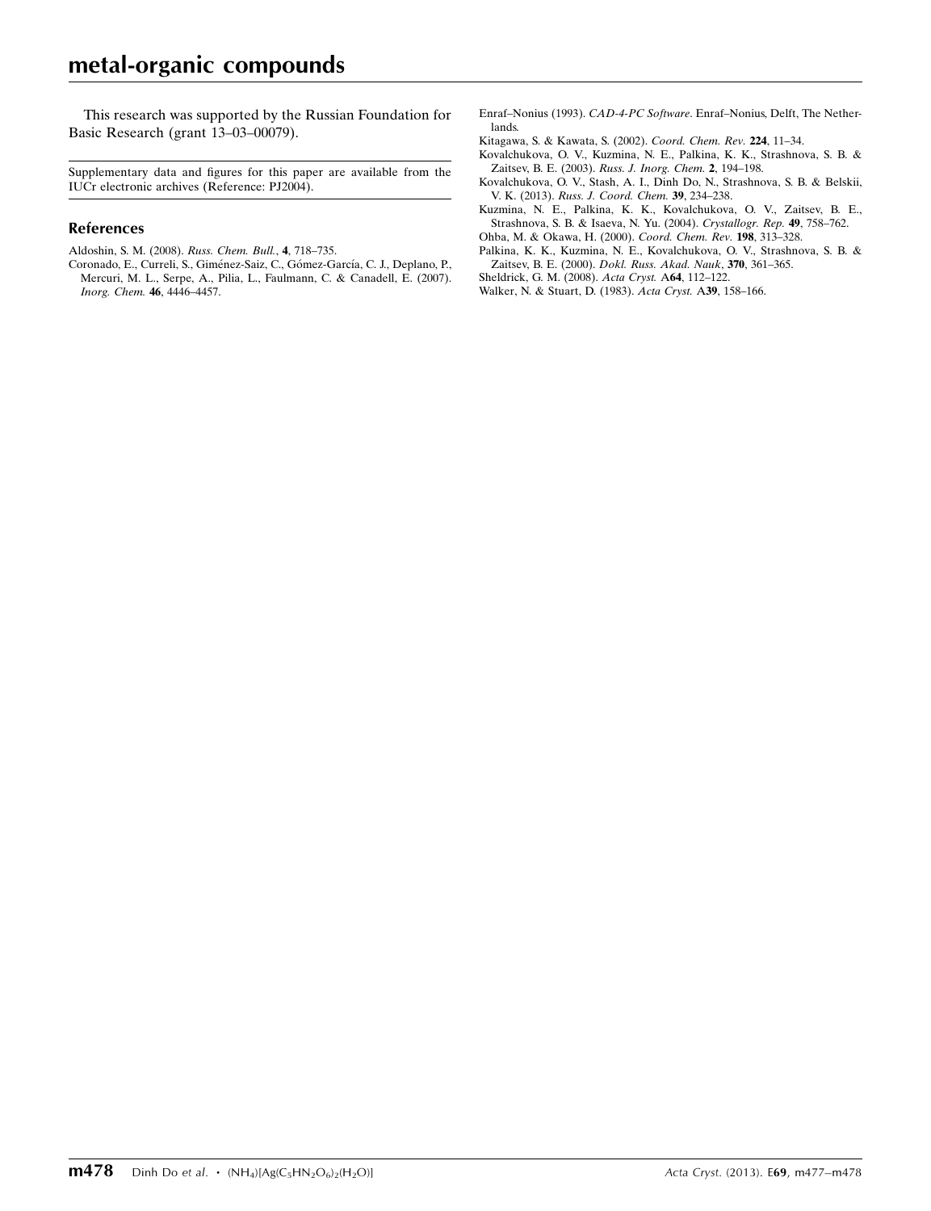This research was supported by the Russian Foundation for Basic Research (grant 13–03–00079).

Supplementary data and figures for this paper are available from the IUCr electronic archives (Reference: PJ2004).

## References

Aldoshin, S. M. (2008). *Russ. Chem. Bull.*, **4**, 718–735.

Coronado, E., Curreli, S., Giménez-Saiz, C., Gómez-García, C. J., Deplano, P., Mercuri, M. L., Serpe, A., Pilia, L., Faulmann, C. & Canadell, E. (2007). *Inorg. Chem.* **46**, 4446–4457.

Enraf–Nonius (1993). *CAD-4-PC Software*. Enraf–Nonius, Delft, The Netherlands.

Kitagawa, S. & Kawata, S. (2002). *Coord. Chem. Rev.* **224**, 11–34.

Kovalchukova, O. V., Kuzmina, N. E., Palkina, K. K., Strashnova, S. B. & Zaitsev, B. E. (2003). *Russ. J. Inorg. Chem.* **2**, 194–198.

Kovalchukova, O. V., Stash, A. I., Dinh Do, N., Strashnova, S. B. & Belskii, V. K. (2013). *Russ. J. Coord. Chem.* **39**, 234–238.

Kuzmina, N. E., Palkina, K. K., Kovalchukova, O. V., Zaitsev, B. E., Strashnova, S. B. & Isaeva, N. Yu. (2004). *Crystallogr. Rep.* **49**, 758–762.

Ohba, M. & Okawa, H. (2000). *Coord. Chem. Rev.* **198**, 313–328.

Palkina, K. K., Kuzmina, N. E., Kovalchukova, O. V., Strashnova, S. B. & Zaitsev, B. E. (2000). *Dokl. Russ. Akad. Nauk*, **370**, 361–365.

Sheldrick, G. M. (2008). *Acta Cryst.* A**64**, 112–122.

Walker, N. & Stuart, D. (1983). *Acta Cryst.* A**39**, 158–166.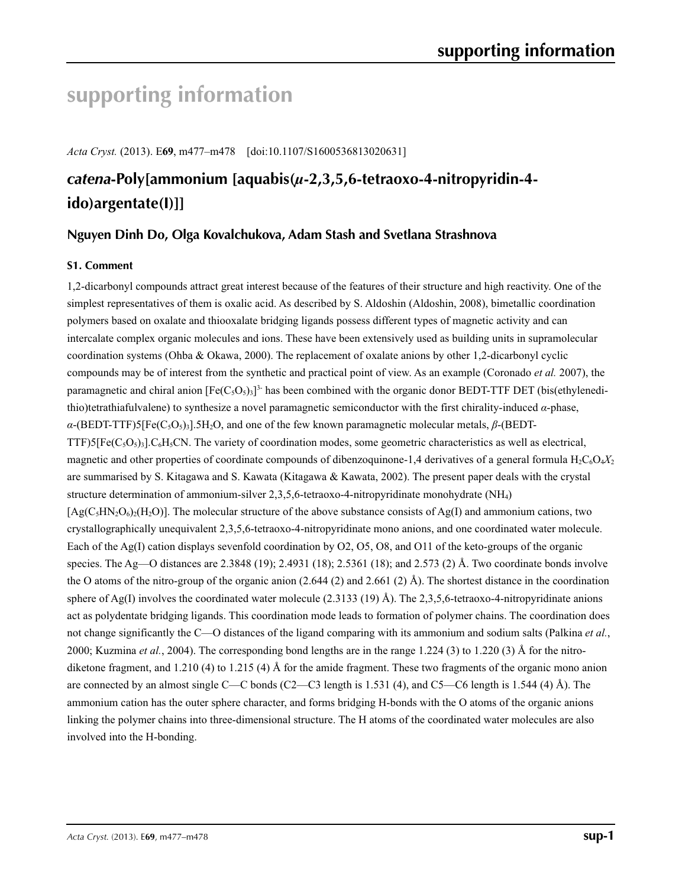# supporting information

*Acta Cryst.* (2013). E**69**, m477–m478    [doi:10.1107/S1600536813020631]

## *catena*-Poly[ammonium [aquabis(*μ*-2,3,5,6-tetraoxo-4-nitropyridin-4-ido)argentate(I)]]

### Nguyen Dinh Do, Olga Kovalchukova, Adam Stash and Svetlana Strashnova

#### S1. Comment

1,2-dicarbonyl compounds attract great interest because of the features of their structure and high reactivity. One of the simplest representatives of them is oxalic acid. As described by S. Aldoshin (Aldoshin, 2008), bimetallic coordination polymers based on oxalate and thiooxalate bridging ligands possess different types of magnetic activity and can intercalate complex organic molecules and ions. These have been extensively used as building units in supramolecular coordination systems (Ohba & Okawa, 2000). The replacement of oxalate anions by other 1,2-dicarbonyl cyclic compounds may be of interest from the synthetic and practical point of view. As an example (Coronado *et al.* 2007), the paramagnetic and chiral anion $[Fe(C_5O_5)_3]^{3-}$ has been combined with the organic donor BEDT-TTF DET (bis(ethylenedithio)tetrathiafulvalene) to synthesize a novel paramagnetic semiconductor with the first chirality-induced *α*-phase, *α*-(BEDT-TTF)5[$Fe(C_5O_5)_3$].5$H_2O$, and one of the few known paramagnetic molecular metals, *β*-(BEDT-TTF)5[$Fe(C_5O_5)_3$].$C_6H_5CN$. The variety of coordination modes, some geometric characteristics as well as electrical, magnetic and other properties of coordinate compounds of dibenzoquinone-1,4 derivatives of a general formula $H_2C_6O_4X_2$ are summarised by S. Kitagawa and S. Kawata (Kitagawa & Kawata, 2002). The present paper deals with the crystal structure determination of ammonium-silver 2,3,5,6-tetraoxo-4-nitropyridinate monohydrate ($NH_4$)[$Ag(C_5HN_2O_6)_2(H_2O)$]. The molecular structure of the above substance consists of Ag(I) and ammonium cations, two crystallographically unequivalent 2,3,5,6-tetraoxo-4-nitropyridinate mono anions, and one coordinated water molecule. Each of the Ag(I) cation displays sevenfold coordination by O2, O5, O8, and O11 of the keto-groups of the organic species. The Ag—O distances are 2.3848 (19); 2.4931 (18); 2.5361 (18); and 2.573 (2) Å. Two coordinate bonds involve the O atoms of the nitro-group of the organic anion (2.644 (2) and 2.661 (2) Å). The shortest distance in the coordination sphere of Ag(I) involves the coordinated water molecule (2.3133 (19) Å). The 2,3,5,6-tetraoxo-4-nitropyridinate anions act as polydentate bridging ligands. This coordination mode leads to formation of polymer chains. The coordination does not change significantly the C—O distances of the ligand comparing with its ammonium and sodium salts (Palkina *et al.*, 2000; Kuzmina *et al.*, 2004). The corresponding bond lengths are in the range 1.224 (3) to 1.220 (3) Å for the nitro-diketone fragment, and 1.210 (4) to 1.215 (4) Å for the amide fragment. These two fragments of the organic mono anion are connected by an almost single C—C bonds (C2—C3 length is 1.531 (4), and C5—C6 length is 1.544 (4) Å). The ammonium cation has the outer sphere character, and forms bridging H-bonds with the O atoms of the organic anions linking the polymer chains into three-dimensional structure. The H atoms of the coordinated water molecules are also involved into the H-bonding.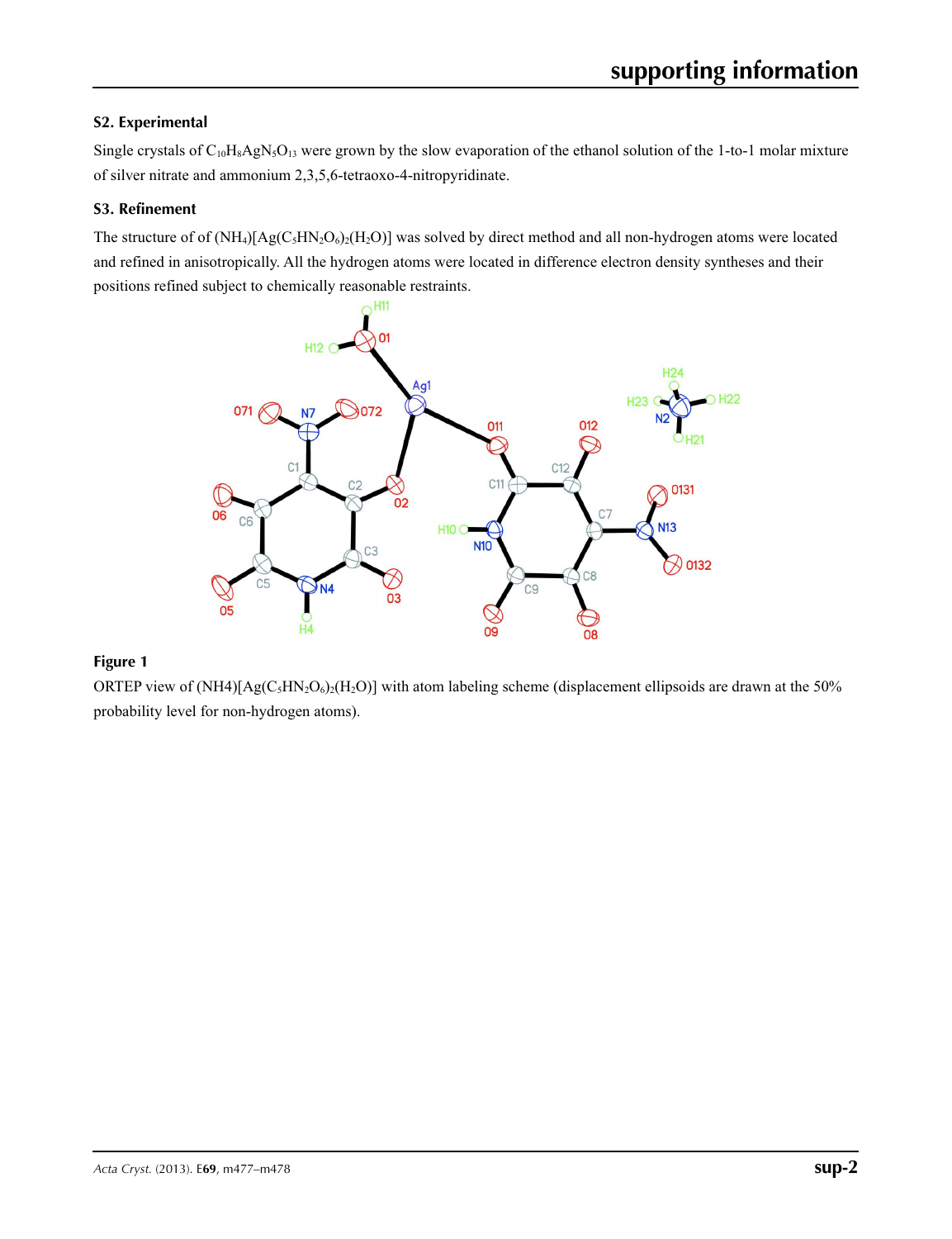## S2. Experimental

Single crystals of $C_{10}H_8AgN_5O_{13}$ were grown by the slow evaporation of the ethanol solution of the 1-to-1 molar mixture of silver nitrate and ammonium 2,3,5,6-tetraoxo-4-nitropyridinate.

## S3. Refinement

The structure of of $(NH_4)[Ag(C_5HN_2O_6)_2(H_2O)]$ was solved by direct method and all non-hydrogen atoms were located and refined in anisotropically. All the hydrogen atoms were located in difference electron density syntheses and their positions refined subject to chemically reasonable restraints.

**Figure 1**

ORTEP view of (NH4)$[Ag(C_5HN_2O_6)_2(H_2O)]$ with atom labeling scheme (displacement ellipsoids are drawn at the 50% probability level for non-hydrogen atoms).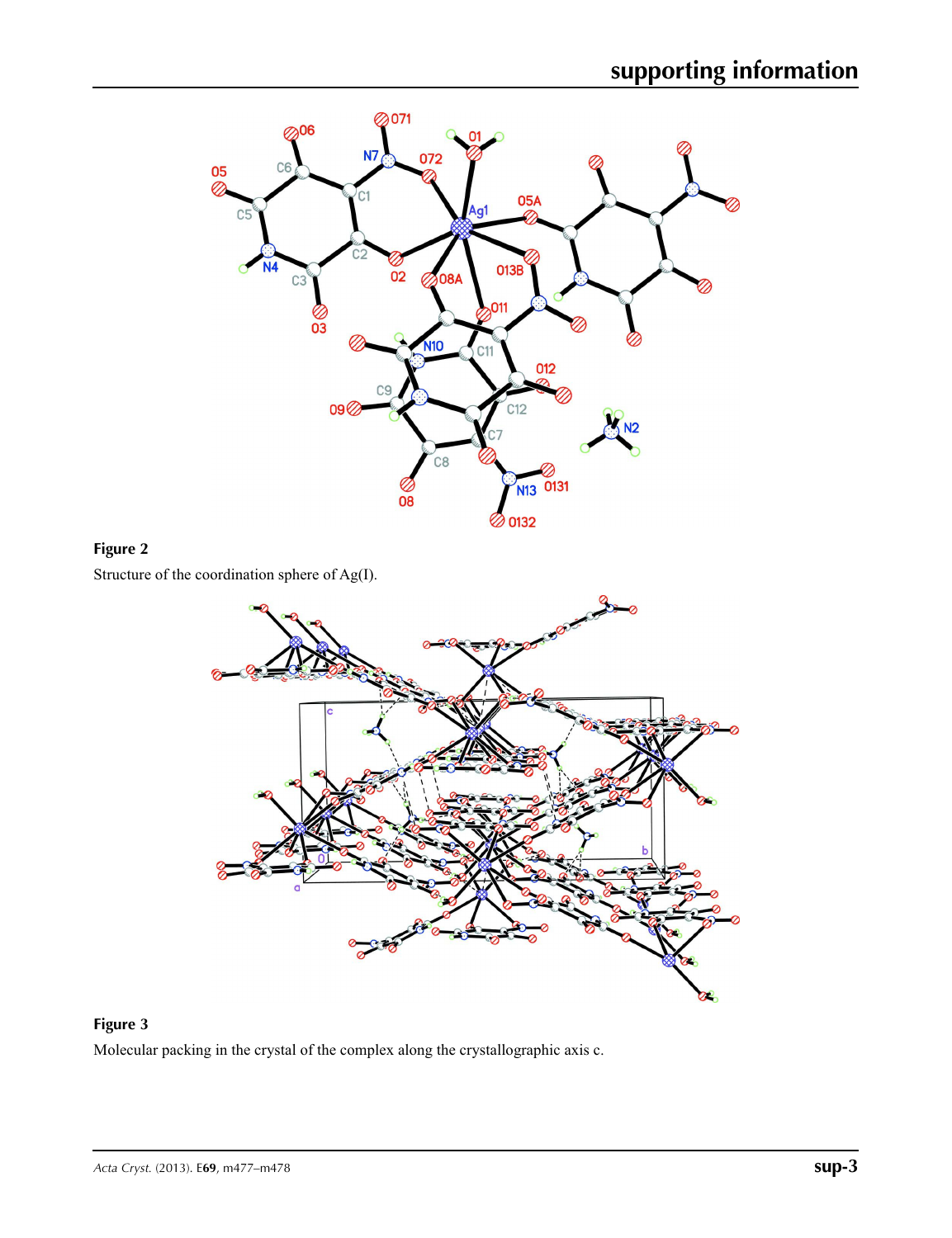**Figure 2**

Structure of the coordination sphere of Ag(I).

**Figure 3**

Molecular packing in the crystal of the complex along the crystallographic axis c.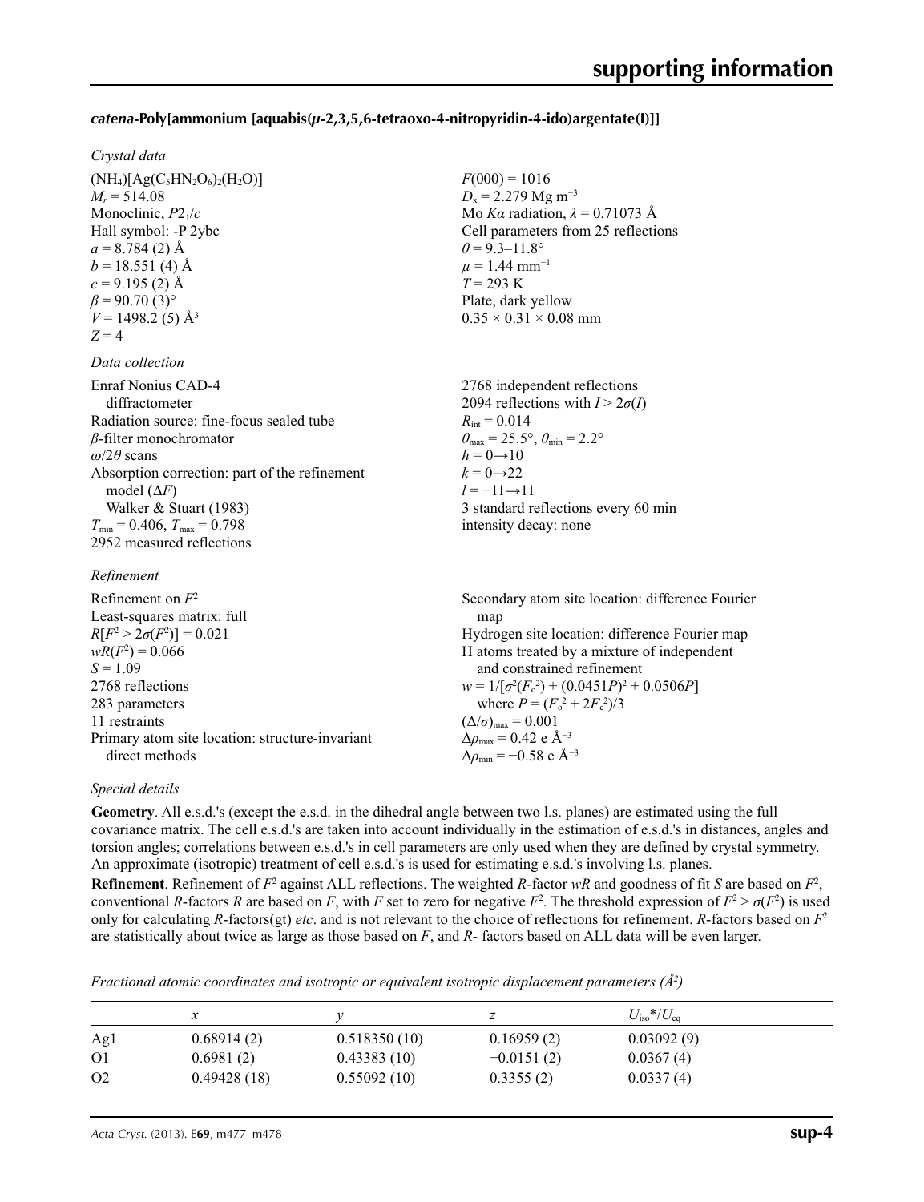# supporting information

### *catena*-Poly[ammonium [aquabis($\mu$-2,3,5,6-tetraoxo-4-nitropyridin-4-ido)argentate(I)]]

*Crystal data*

$(NH_4)[Ag(C_5HN_2O_6)_2(H_2O)]$
$M_r = 514.08$
Monoclinic, $P2_1/c$
Hall symbol: -P 2ybc
$a = 8.784$ (2) Å
$b = 18.551$ (4) Å
$c = 9.195$ (2) Å
$\beta = 90.70$ (3)°
$V = 1498.2$ (5) Å$^3$
$Z = 4$

$F(000) = 1016$
$D_x = 2.279$ Mg m$^{-3}$
Mo $K\alpha$ radiation, $\lambda = 0.71073$ Å
Cell parameters from 25 reflections
$\theta = 9.3$–$11.8°$
$\mu = 1.44$ mm$^{-1}$
$T = 293$ K
Plate, dark yellow
$0.35 \times 0.31 \times 0.08$ mm

*Data collection*

Enraf Nonius CAD-4 diffractometer
Radiation source: fine-focus sealed tube
$\beta$-filter monochromator
$\omega/2\theta$ scans
Absorption correction: part of the refinement model ($\Delta F$) Walker & Stuart (1983)
$T_{min} = 0.406$, $T_{max} = 0.798$
2952 measured reflections

2768 independent reflections
2094 reflections with $I > 2\sigma(I)$
$R_{int} = 0.014$
$\theta_{max} = 25.5°$, $\theta_{min} = 2.2°$
$h = 0 \rightarrow 10$
$k = 0 \rightarrow 22$
$l = -11 \rightarrow 11$
3 standard reflections every 60 min
intensity decay: none

*Refinement*

Refinement on $F^2$
Least-squares matrix: full
$R[F^2 > 2\sigma(F^2)] = 0.021$
$wR(F^2) = 0.066$
$S = 1.09$
2768 reflections
283 parameters
11 restraints
Primary atom site location: structure-invariant direct methods

Secondary atom site location: difference Fourier map
Hydrogen site location: difference Fourier map
H atoms treated by a mixture of independent and constrained refinement
$w = 1/[\sigma^2(F_o^2) + (0.0451P)^2 + 0.0506P]$ where $P = (F_o^2 + 2F_c^2)/3$
$(\Delta/\sigma)_{max} = 0.001$
$\Delta\rho_{max} = 0.42$ e Å$^{-3}$
$\Delta\rho_{min} = -0.58$ e Å$^{-3}$

*Special details*

**Geometry**. All e.s.d.'s (except the e.s.d. in the dihedral angle between two l.s. planes) are estimated using the full covariance matrix. The cell e.s.d.'s are taken into account individually in the estimation of e.s.d.'s in distances, angles and torsion angles; correlations between e.s.d.'s in cell parameters are only used when they are defined by crystal symmetry. An approximate (isotropic) treatment of cell e.s.d.'s is used for estimating e.s.d.'s involving l.s. planes.

**Refinement**. Refinement of $F^2$ against ALL reflections. The weighted $R$-factor $wR$ and goodness of fit $S$ are based on $F^2$, conventional $R$-factors $R$ are based on $F$, with $F$ set to zero for negative $F^2$. The threshold expression of $F^2 > \sigma(F^2)$ is used only for calculating $R$-factors(gt) *etc*. and is not relevant to the choice of reflections for refinement. $R$-factors based on $F^2$ are statistically about twice as large as those based on $F$, and $R$- factors based on ALL data will be even larger.

*Fractional atomic coordinates and isotropic or equivalent isotropic displacement parameters (Å$^2$)*

| | $x$ | $y$ | $z$ | $U_{iso}$*/$U_{eq}$ |
|---|---|---|---|---|
| Ag1 | 0.68914 (2) | 0.518350 (10) | 0.16959 (2) | 0.03092 (9) |
| O1 | 0.6981 (2) | 0.43383 (10) | −0.0151 (2) | 0.0367 (4) |
| O2 | 0.49428 (18) | 0.55092 (10) | 0.3355 (2) | 0.0337 (4) |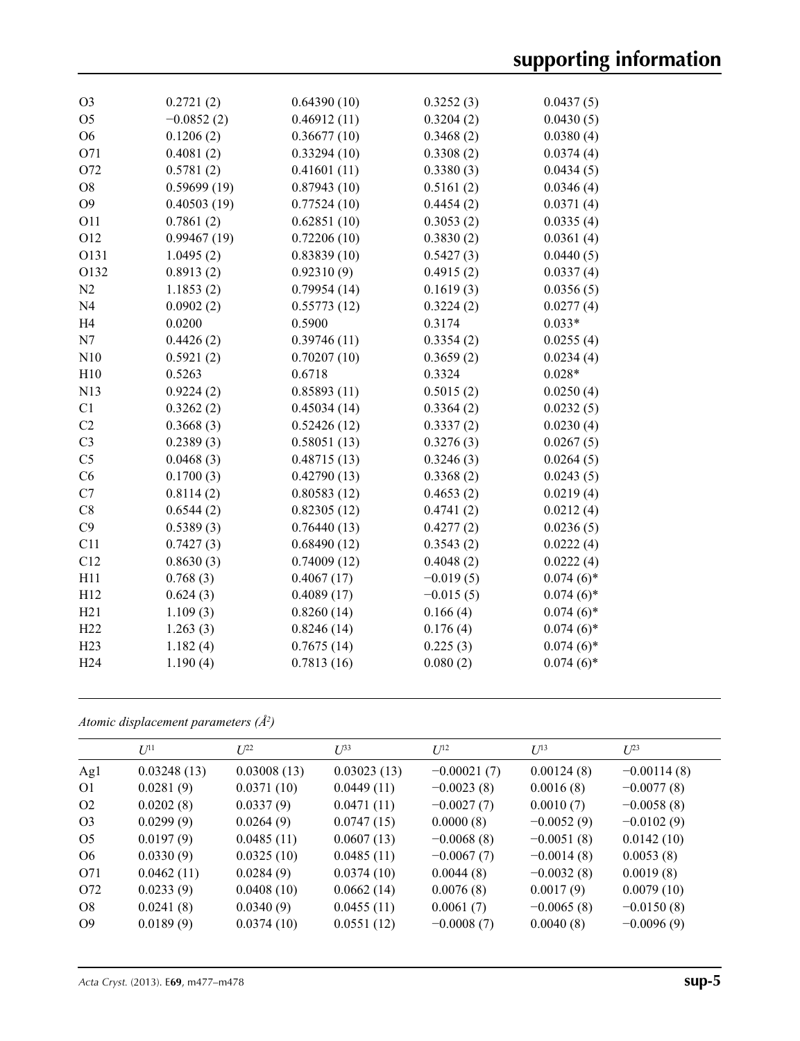| | | | | |
|---|---|---|---|---|
| O3 | 0.2721 (2) | 0.64390 (10) | 0.3252 (3) | 0.0437 (5) |
| O5 | −0.0852 (2) | 0.46912 (11) | 0.3204 (2) | 0.0430 (5) |
| O6 | 0.1206 (2) | 0.36677 (10) | 0.3468 (2) | 0.0380 (4) |
| O71 | 0.4081 (2) | 0.33294 (10) | 0.3308 (2) | 0.0374 (4) |
| O72 | 0.5781 (2) | 0.41601 (11) | 0.3380 (3) | 0.0434 (5) |
| O8 | 0.59699 (19) | 0.87943 (10) | 0.5161 (2) | 0.0346 (4) |
| O9 | 0.40503 (19) | 0.77524 (10) | 0.4454 (2) | 0.0371 (4) |
| O11 | 0.7861 (2) | 0.62851 (10) | 0.3053 (2) | 0.0335 (4) |
| O12 | 0.99467 (19) | 0.72206 (10) | 0.3830 (2) | 0.0361 (4) |
| O131 | 1.0495 (2) | 0.83839 (10) | 0.5427 (3) | 0.0440 (5) |
| O132 | 0.8913 (2) | 0.92310 (9) | 0.4915 (2) | 0.0337 (4) |
| N2 | 1.1853 (2) | 0.79954 (14) | 0.1619 (3) | 0.0356 (5) |
| N4 | 0.0902 (2) | 0.55773 (12) | 0.3224 (2) | 0.0277 (4) |
| H4 | 0.0200 | 0.5900 | 0.3174 | 0.033* |
| N7 | 0.4426 (2) | 0.39746 (11) | 0.3354 (2) | 0.0255 (4) |
| N10 | 0.5921 (2) | 0.70207 (10) | 0.3659 (2) | 0.0234 (4) |
| H10 | 0.5263 | 0.6718 | 0.3324 | 0.028* |
| N13 | 0.9224 (2) | 0.85893 (11) | 0.5015 (2) | 0.0250 (4) |
| C1 | 0.3262 (2) | 0.45034 (14) | 0.3364 (2) | 0.0232 (5) |
| C2 | 0.3668 (3) | 0.52426 (12) | 0.3337 (2) | 0.0230 (4) |
| C3 | 0.2389 (3) | 0.58051 (13) | 0.3276 (3) | 0.0267 (5) |
| C5 | 0.0468 (3) | 0.48715 (13) | 0.3246 (3) | 0.0264 (5) |
| C6 | 0.1700 (3) | 0.42790 (13) | 0.3368 (2) | 0.0243 (5) |
| C7 | 0.8114 (2) | 0.80583 (12) | 0.4653 (2) | 0.0219 (4) |
| C8 | 0.6544 (2) | 0.82305 (12) | 0.4741 (2) | 0.0212 (4) |
| C9 | 0.5389 (3) | 0.76440 (13) | 0.4277 (2) | 0.0236 (5) |
| C11 | 0.7427 (3) | 0.68490 (12) | 0.3543 (2) | 0.0222 (4) |
| C12 | 0.8630 (3) | 0.74009 (12) | 0.4048 (2) | 0.0222 (4) |
| H11 | 0.768 (3) | 0.4067 (17) | −0.019 (5) | 0.074 (6)* |
| H12 | 0.624 (3) | 0.4089 (17) | −0.015 (5) | 0.074 (6)* |
| H21 | 1.109 (3) | 0.8260 (14) | 0.166 (4) | 0.074 (6)* |
| H22 | 1.263 (3) | 0.8246 (14) | 0.176 (4) | 0.074 (6)* |
| H23 | 1.182 (4) | 0.7675 (14) | 0.225 (3) | 0.074 (6)* |
| H24 | 1.190 (4) | 0.7813 (16) | 0.080 (2) | 0.074 (6)* |

*Atomic displacement parameters (Å$^2$)*

| | $U^{11}$ | $U^{22}$ | $U^{33}$ | $U^{12}$ | $U^{13}$ | $U^{23}$ |
|---|---|---|---|---|---|---|
| Ag1 | 0.03248 (13) | 0.03008 (13) | 0.03023 (13) | −0.00021 (7) | 0.00124 (8) | −0.00114 (8) |
| O1 | 0.0281 (9) | 0.0371 (10) | 0.0449 (11) | −0.0023 (8) | 0.0016 (8) | −0.0077 (8) |
| O2 | 0.0202 (8) | 0.0337 (9) | 0.0471 (11) | −0.0027 (7) | 0.0010 (7) | −0.0058 (8) |
| O3 | 0.0299 (9) | 0.0264 (9) | 0.0747 (15) | 0.0000 (8) | −0.0052 (9) | −0.0102 (9) |
| O5 | 0.0197 (9) | 0.0485 (11) | 0.0607 (13) | −0.0068 (8) | −0.0051 (8) | 0.0142 (10) |
| O6 | 0.0330 (9) | 0.0325 (10) | 0.0485 (11) | −0.0067 (7) | −0.0014 (8) | 0.0053 (8) |
| O71 | 0.0462 (11) | 0.0284 (9) | 0.0374 (10) | 0.0044 (8) | −0.0032 (8) | 0.0019 (8) |
| O72 | 0.0233 (9) | 0.0408 (10) | 0.0662 (14) | 0.0076 (8) | 0.0017 (9) | 0.0079 (10) |
| O8 | 0.0241 (8) | 0.0340 (9) | 0.0455 (11) | 0.0061 (7) | −0.0065 (8) | −0.0150 (8) |
| O9 | 0.0189 (9) | 0.0374 (10) | 0.0551 (12) | −0.0008 (7) | 0.0040 (8) | −0.0096 (9) |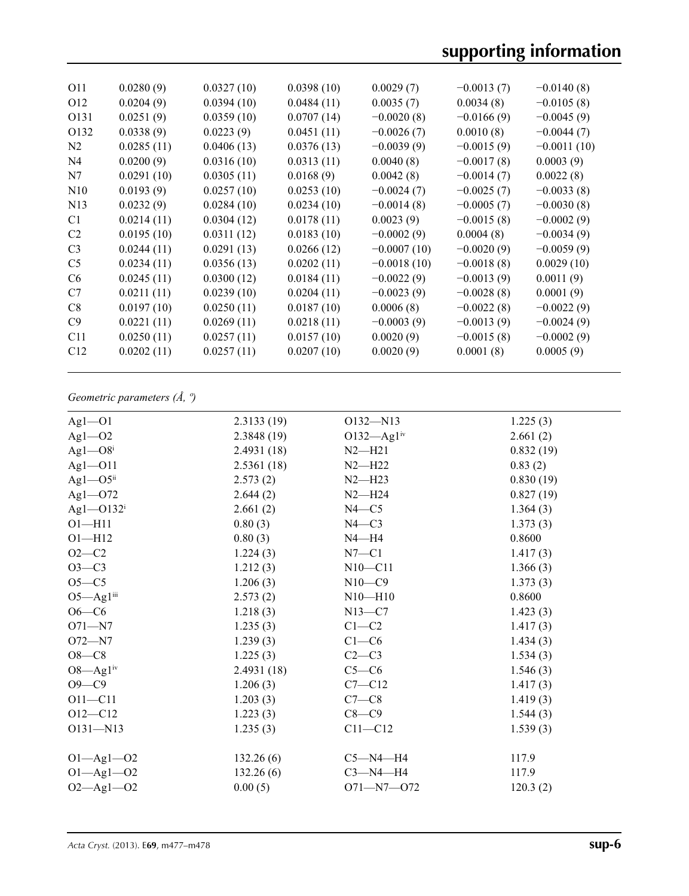| | | | | | |
|---|---|---|---|---|---|
| O11 | 0.0280 (9) | 0.0327 (10) | 0.0398 (10) | 0.0029 (7) | −0.0013 (7) | −0.0140 (8) |
| O12 | 0.0204 (9) | 0.0394 (10) | 0.0484 (11) | 0.0035 (7) | 0.0034 (8) | −0.0105 (8) |
| O131 | 0.0251 (9) | 0.0359 (10) | 0.0707 (14) | −0.0020 (8) | −0.0166 (9) | −0.0045 (9) |
| O132 | 0.0338 (9) | 0.0223 (9) | 0.0451 (11) | −0.0026 (7) | 0.0010 (8) | −0.0044 (7) |
| N2 | 0.0285 (11) | 0.0406 (13) | 0.0376 (13) | −0.0039 (9) | −0.0015 (9) | −0.0011 (10) |
| N4 | 0.0200 (9) | 0.0316 (10) | 0.0313 (11) | 0.0040 (8) | −0.0017 (8) | 0.0003 (9) |
| N7 | 0.0291 (10) | 0.0305 (11) | 0.0168 (9) | 0.0042 (8) | −0.0014 (7) | 0.0022 (8) |
| N10 | 0.0193 (9) | 0.0257 (10) | 0.0253 (10) | −0.0024 (7) | −0.0025 (7) | −0.0033 (8) |
| N13 | 0.0232 (9) | 0.0284 (10) | 0.0234 (10) | −0.0014 (8) | −0.0005 (7) | −0.0030 (8) |
| C1 | 0.0214 (11) | 0.0304 (12) | 0.0178 (11) | 0.0023 (9) | −0.0015 (8) | −0.0002 (9) |
| C2 | 0.0195 (10) | 0.0311 (12) | 0.0183 (10) | −0.0002 (9) | 0.0004 (8) | −0.0034 (9) |
| C3 | 0.0244 (11) | 0.0291 (13) | 0.0266 (12) | −0.0007 (10) | −0.0020 (9) | −0.0059 (9) |
| C5 | 0.0234 (11) | 0.0356 (13) | 0.0202 (11) | −0.0018 (10) | −0.0018 (8) | 0.0029 (10) |
| C6 | 0.0245 (11) | 0.0300 (12) | 0.0184 (11) | −0.0022 (9) | −0.0013 (9) | 0.0011 (9) |
| C7 | 0.0211 (11) | 0.0239 (10) | 0.0204 (11) | −0.0023 (9) | −0.0028 (8) | 0.0001 (9) |
| C8 | 0.0197 (10) | 0.0250 (11) | 0.0187 (10) | 0.0006 (8) | −0.0022 (8) | −0.0022 (9) |
| C9 | 0.0221 (11) | 0.0269 (11) | 0.0218 (11) | −0.0003 (9) | −0.0013 (9) | −0.0024 (9) |
| C11 | 0.0250 (11) | 0.0257 (11) | 0.0157 (10) | 0.0020 (9) | −0.0015 (8) | −0.0002 (9) |
| C12 | 0.0202 (11) | 0.0257 (11) | 0.0207 (10) | 0.0020 (9) | 0.0001 (8) | 0.0005 (9) |

*Geometric parameters (Å, º)*

| | | | |
|---|---|---|---|
| Ag1—O1 | 2.3133 (19) | O132—N13 | 1.225 (3) |
| Ag1—O2 | 2.3848 (19) | O132—Ag1[iv] | 2.661 (2) |
| Ag1—O8[i] | 2.4931 (18) | N2—H21 | 0.832 (19) |
| Ag1—O11 | 2.5361 (18) | N2—H22 | 0.83 (2) |
| Ag1—O5[ii] | 2.573 (2) | N2—H23 | 0.830 (19) |
| Ag1—O72 | 2.644 (2) | N2—H24 | 0.827 (19) |
| Ag1—O132[i] | 2.661 (2) | N4—C5 | 1.364 (3) |
| O1—H11 | 0.80 (3) | N4—C3 | 1.373 (3) |
| O1—H12 | 0.80 (3) | N4—H4 | 0.8600 |
| O2—C2 | 1.224 (3) | N7—C1 | 1.417 (3) |
| O3—C3 | 1.212 (3) | N10—C11 | 1.366 (3) |
| O5—C5 | 1.206 (3) | N10—C9 | 1.373 (3) |
| O5—Ag1[iii] | 2.573 (2) | N10—H10 | 0.8600 |
| O6—C6 | 1.218 (3) | N13—C7 | 1.423 (3) |
| O71—N7 | 1.235 (3) | C1—C2 | 1.417 (3) |
| O72—N7 | 1.239 (3) | C1—C6 | 1.434 (3) |
| O8—C8 | 1.225 (3) | C2—C3 | 1.534 (3) |
| O8—Ag1[iv] | 2.4931 (18) | C5—C6 | 1.546 (3) |
| O9—C9 | 1.206 (3) | C7—C12 | 1.417 (3) |
| O11—C11 | 1.203 (3) | C7—C8 | 1.419 (3) |
| O12—C12 | 1.223 (3) | C8—C9 | 1.544 (3) |
| O131—N13 | 1.235 (3) | C11—C12 | 1.539 (3) |
| | | | |
| O1—Ag1—O2 | 132.26 (6) | C5—N4—H4 | 117.9 |
| O1—Ag1—O2 | 132.26 (6) | C3—N4—H4 | 117.9 |
| O2—Ag1—O2 | 0.00 (5) | O71—N7—O72 | 120.3 (2) |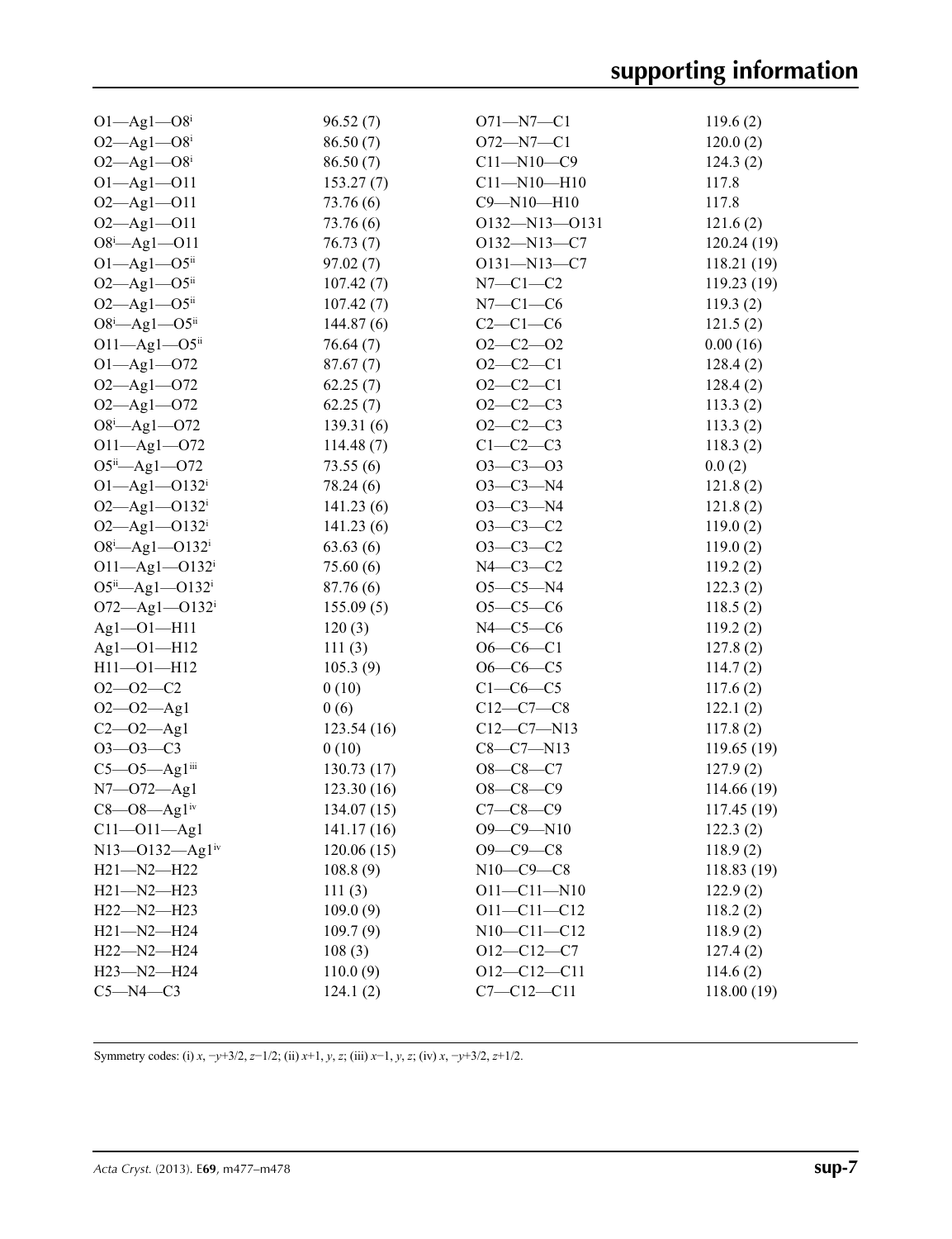| | | | |
|---|---|---|---|
| O1—Ag1—O8$^{i}$ | 96.52 (7) | O71—N7—C1 | 119.6 (2) |
| O2—Ag1—O8$^{i}$ | 86.50 (7) | O72—N7—C1 | 120.0 (2) |
| O2—Ag1—O8$^{i}$ | 86.50 (7) | C11—N10—C9 | 124.3 (2) |
| O1—Ag1—O11 | 153.27 (7) | C11—N10—H10 | 117.8 |
| O2—Ag1—O11 | 73.76 (6) | C9—N10—H10 | 117.8 |
| O2—Ag1—O11 | 73.76 (6) | O132—N13—O131 | 121.6 (2) |
| O8$^{i}$—Ag1—O11 | 76.73 (7) | O132—N13—C7 | 120.24 (19) |
| O1—Ag1—O5$^{ii}$ | 97.02 (7) | O131—N13—C7 | 118.21 (19) |
| O2—Ag1—O5$^{ii}$ | 107.42 (7) | N7—C1—C2 | 119.23 (19) |
| O2—Ag1—O5$^{ii}$ | 107.42 (7) | N7—C1—C6 | 119.3 (2) |
| O8$^{i}$—Ag1—O5$^{ii}$ | 144.87 (6) | C2—C1—C6 | 121.5 (2) |
| O11—Ag1—O5$^{ii}$ | 76.64 (7) | O2—C2—O2 | 0.00 (16) |
| O1—Ag1—O72 | 87.67 (7) | O2—C2—C1 | 128.4 (2) |
| O2—Ag1—O72 | 62.25 (7) | O2—C2—C1 | 128.4 (2) |
| O2—Ag1—O72 | 62.25 (7) | O2—C2—C3 | 113.3 (2) |
| O8$^{i}$—Ag1—O72 | 139.31 (6) | O2—C2—C3 | 113.3 (2) |
| O11—Ag1—O72 | 114.48 (7) | C1—C2—C3 | 118.3 (2) |
| O5$^{ii}$—Ag1—O72 | 73.55 (6) | O3—C3—O3 | 0.0 (2) |
| O1—Ag1—O132$^{i}$ | 78.24 (6) | O3—C3—N4 | 121.8 (2) |
| O2—Ag1—O132$^{i}$ | 141.23 (6) | O3—C3—N4 | 121.8 (2) |
| O2—Ag1—O132$^{i}$ | 141.23 (6) | O3—C3—C2 | 119.0 (2) |
| O8$^{i}$—Ag1—O132$^{i}$ | 63.63 (6) | O3—C3—C2 | 119.0 (2) |
| O11—Ag1—O132$^{i}$ | 75.60 (6) | N4—C3—C2 | 119.2 (2) |
| O5$^{ii}$—Ag1—O132$^{i}$ | 87.76 (6) | O5—C5—N4 | 122.3 (2) |
| O72—Ag1—O132$^{i}$ | 155.09 (5) | O5—C5—C6 | 118.5 (2) |
| Ag1—O1—H11 | 120 (3) | N4—C5—C6 | 119.2 (2) |
| Ag1—O1—H12 | 111 (3) | O6—C6—C1 | 127.8 (2) |
| H11—O1—H12 | 105.3 (9) | O6—C6—C5 | 114.7 (2) |
| O2—O2—C2 | 0 (10) | C1—C6—C5 | 117.6 (2) |
| O2—O2—Ag1 | 0 (6) | C12—C7—C8 | 122.1 (2) |
| C2—O2—Ag1 | 123.54 (16) | C12—C7—N13 | 117.8 (2) |
| O3—O3—C3 | 0 (10) | C8—C7—N13 | 119.65 (19) |
| C5—O5—Ag1$^{iii}$ | 130.73 (17) | O8—C8—C7 | 127.9 (2) |
| N7—O72—Ag1 | 123.30 (16) | O8—C8—C9 | 114.66 (19) |
| C8—O8—Ag1$^{iv}$ | 134.07 (15) | C7—C8—C9 | 117.45 (19) |
| C11—O11—Ag1 | 141.17 (16) | O9—C9—N10 | 122.3 (2) |
| N13—O132—Ag1$^{iv}$ | 120.06 (15) | O9—C9—C8 | 118.9 (2) |
| H21—N2—H22 | 108.8 (9) | N10—C9—C8 | 118.83 (19) |
| H21—N2—H23 | 111 (3) | O11—C11—N10 | 122.9 (2) |
| H22—N2—H23 | 109.0 (9) | O11—C11—C12 | 118.2 (2) |
| H21—N2—H24 | 109.7 (9) | N10—C11—C12 | 118.9 (2) |
| H22—N2—H24 | 108 (3) | O12—C12—C7 | 127.4 (2) |
| H23—N2—H24 | 110.0 (9) | O12—C12—C11 | 114.6 (2) |
| C5—N4—C3 | 124.1 (2) | C7—C12—C11 | 118.00 (19) |

Symmetry codes: (i) $x$, $-y+3/2$, $z-1/2$; (ii) $x+1$, $y$, $z$; (iii) $x-1$, $y$, $z$; (iv) $x$, $-y+3/2$, $z+1/2$.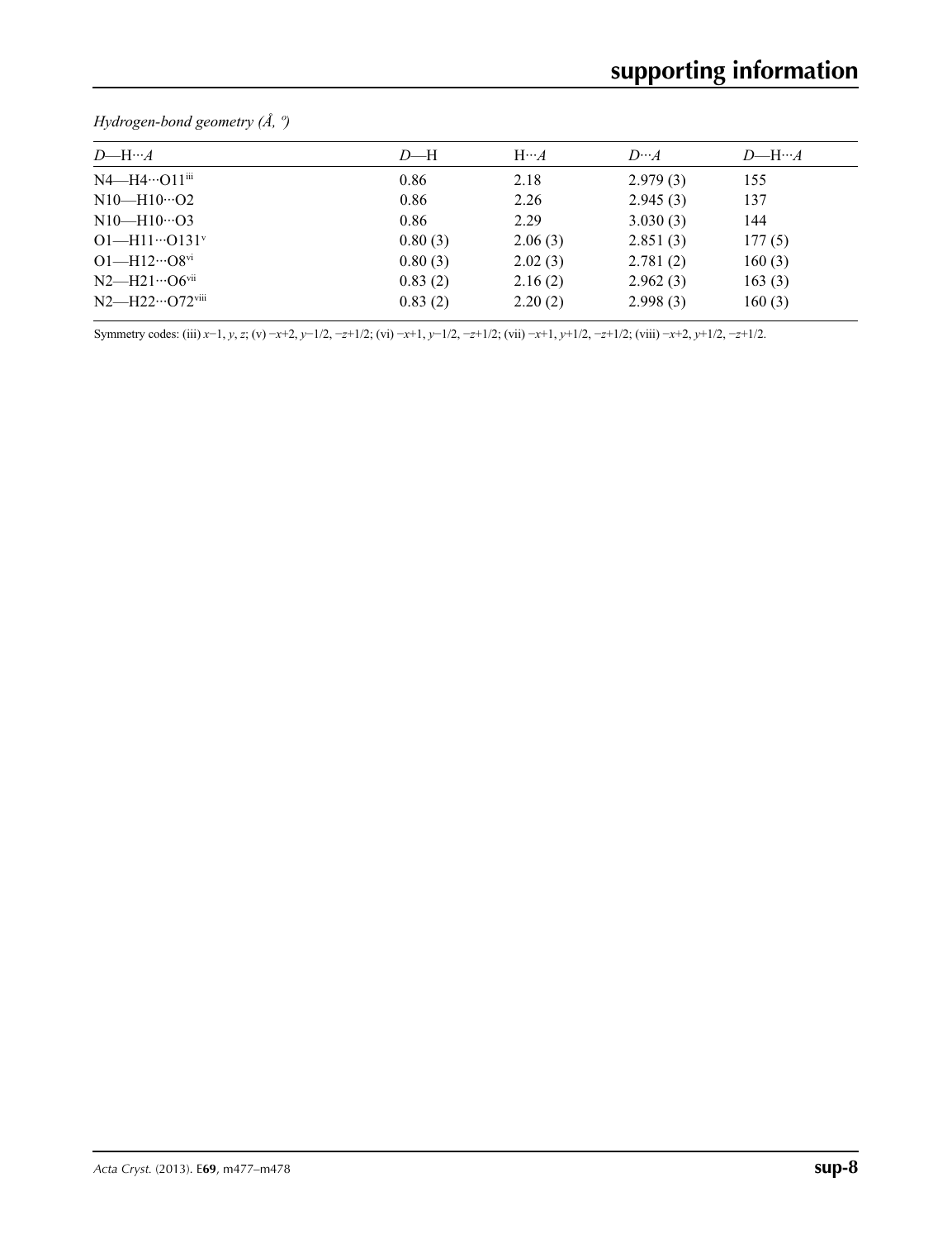*Hydrogen-bond geometry (Å, º)*

| *D*—H···*A* | *D*—H | H···*A* | *D*···*A* | *D*—H···*A* |
|---|---|---|---|---|
| N4—H4···O11$^{iii}$ | 0.86 | 2.18 | 2.979 (3) | 155 |
| N10—H10···O2 | 0.86 | 2.26 | 2.945 (3) | 137 |
| N10—H10···O3 | 0.86 | 2.29 | 3.030 (3) | 144 |
| O1—H11···O131$^{v}$ | 0.80 (3) | 2.06 (3) | 2.851 (3) | 177 (5) |
| O1—H12···O8$^{vi}$ | 0.80 (3) | 2.02 (3) | 2.781 (2) | 160 (3) |
| N2—H21···O6$^{vii}$ | 0.83 (2) | 2.16 (2) | 2.962 (3) | 163 (3) |
| N2—H22···O72$^{viii}$ | 0.83 (2) | 2.20 (2) | 2.998 (3) | 160 (3) |

Symmetry codes: (iii) $x-1, y, z$; (v) $-x+2, y-1/2, -z+1/2$; (vi) $-x+1, y-1/2, -z+1/2$; (vii) $-x+1, y+1/2, -z+1/2$; (viii) $-x+2, y+1/2, -z+1/2$.